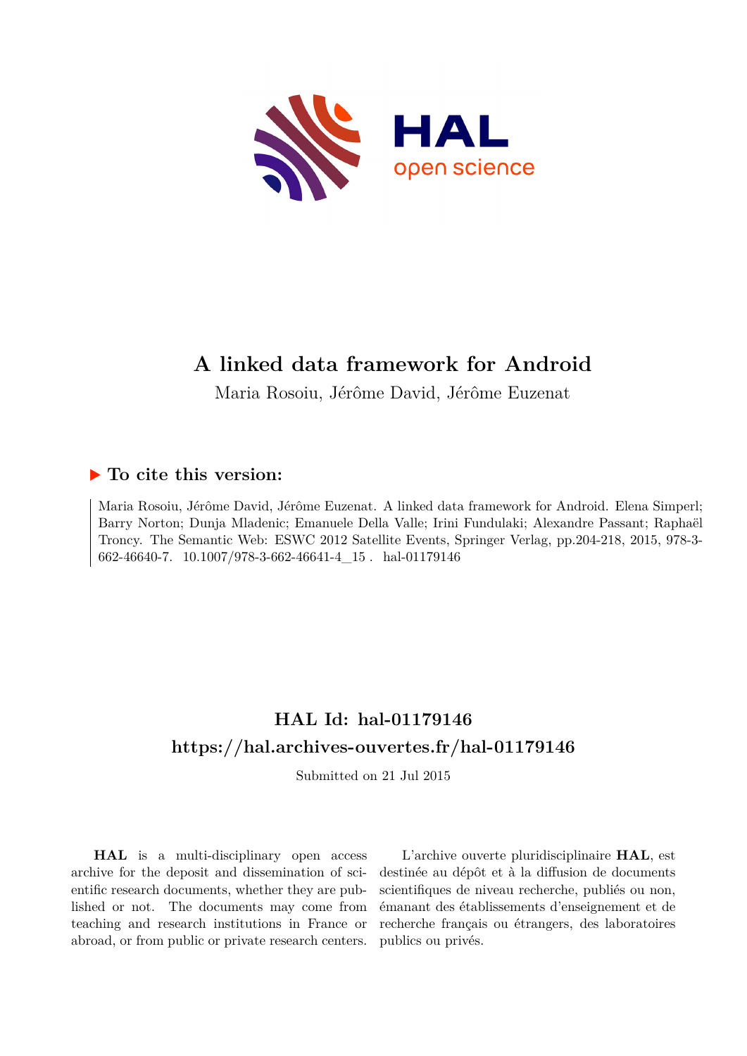# A linked data framework for Android

Maria Rosoiu, Jérôme David, Jérôme Euzenat

## ▶ To cite this version:

Maria Rosoiu, Jérôme David, Jérôme Euzenat. A linked data framework for Android. Elena Simperl; Barry Norton; Dunja Mladenic; Emanuele Della Valle; Irini Fundulaki; Alexandre Passant; Raphaël Troncy. The Semantic Web: ESWC 2012 Satellite Events, Springer Verlag, pp.204-218, 2015, 978-3-662-46640-7. 10.1007/978-3-662-46641-4_15 . hal-01179146

## HAL Id: hal-01179146

## https://hal.archives-ouvertes.fr/hal-01179146

Submitted on 21 Jul 2015

**HAL** is a multi-disciplinary open access archive for the deposit and dissemination of scientific research documents, whether they are published or not. The documents may come from teaching and research institutions in France or abroad, or from public or private research centers.

L'archive ouverte pluridisciplinaire **HAL**, est destinée au dépôt et à la diffusion de documents scientifiques de niveau recherche, publiés ou non, émanant des établissements d'enseignement et de recherche français ou étrangers, des laboratoires publics ou privés.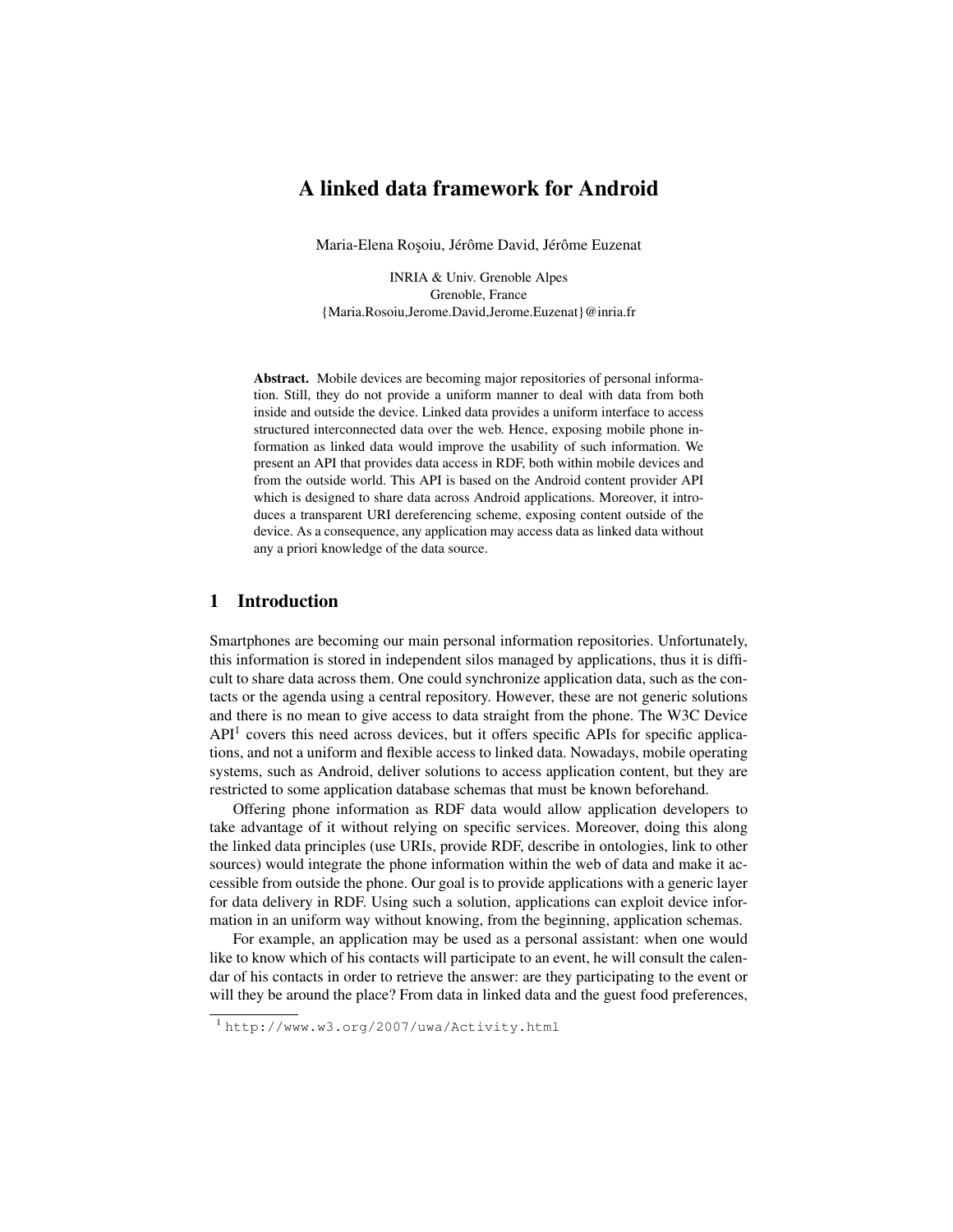# A linked data framework for Android

Maria-Elena Roşoiu, Jérôme David, Jérôme Euzenat

INRIA & Univ. Grenoble Alpes
Grenoble, France
{Maria.Rosoiu,Jerome.David,Jerome.Euzenat}@inria.fr

**Abstract.** Mobile devices are becoming major repositories of personal information. Still, they do not provide a uniform manner to deal with data from both inside and outside the device. Linked data provides a uniform interface to access structured interconnected data over the web. Hence, exposing mobile phone information as linked data would improve the usability of such information. We present an API that provides data access in RDF, both within mobile devices and from the outside world. This API is based on the Android content provider API which is designed to share data across Android applications. Moreover, it introduces a transparent URI dereferencing scheme, exposing content outside of the device. As a consequence, any application may access data as linked data without any a priori knowledge of the data source.

## 1 Introduction

Smartphones are becoming our main personal information repositories. Unfortunately, this information is stored in independent silos managed by applications, thus it is difficult to share data across them. One could synchronize application data, such as the contacts or the agenda using a central repository. However, these are not generic solutions and there is no mean to give access to data straight from the phone. The W3C Device API[1] covers this need across devices, but it offers specific APIs for specific applications, and not a uniform and flexible access to linked data. Nowadays, mobile operating systems, such as Android, deliver solutions to access application content, but they are restricted to some application database schemas that must be known beforehand.

Offering phone information as RDF data would allow application developers to take advantage of it without relying on specific services. Moreover, doing this along the linked data principles (use URIs, provide RDF, describe in ontologies, link to other sources) would integrate the phone information within the web of data and make it accessible from outside the phone. Our goal is to provide applications with a generic layer for data delivery in RDF. Using such a solution, applications can exploit device information in an uniform way without knowing, from the beginning, application schemas.

For example, an application may be used as a personal assistant: when one would like to know which of his contacts will participate to an event, he will consult the calendar of his contacts in order to retrieve the answer: are they participating to the event or will they be around the place? From data in linked data and the guest food preferences,

[1] http://www.w3.org/2007/uwa/Activity.html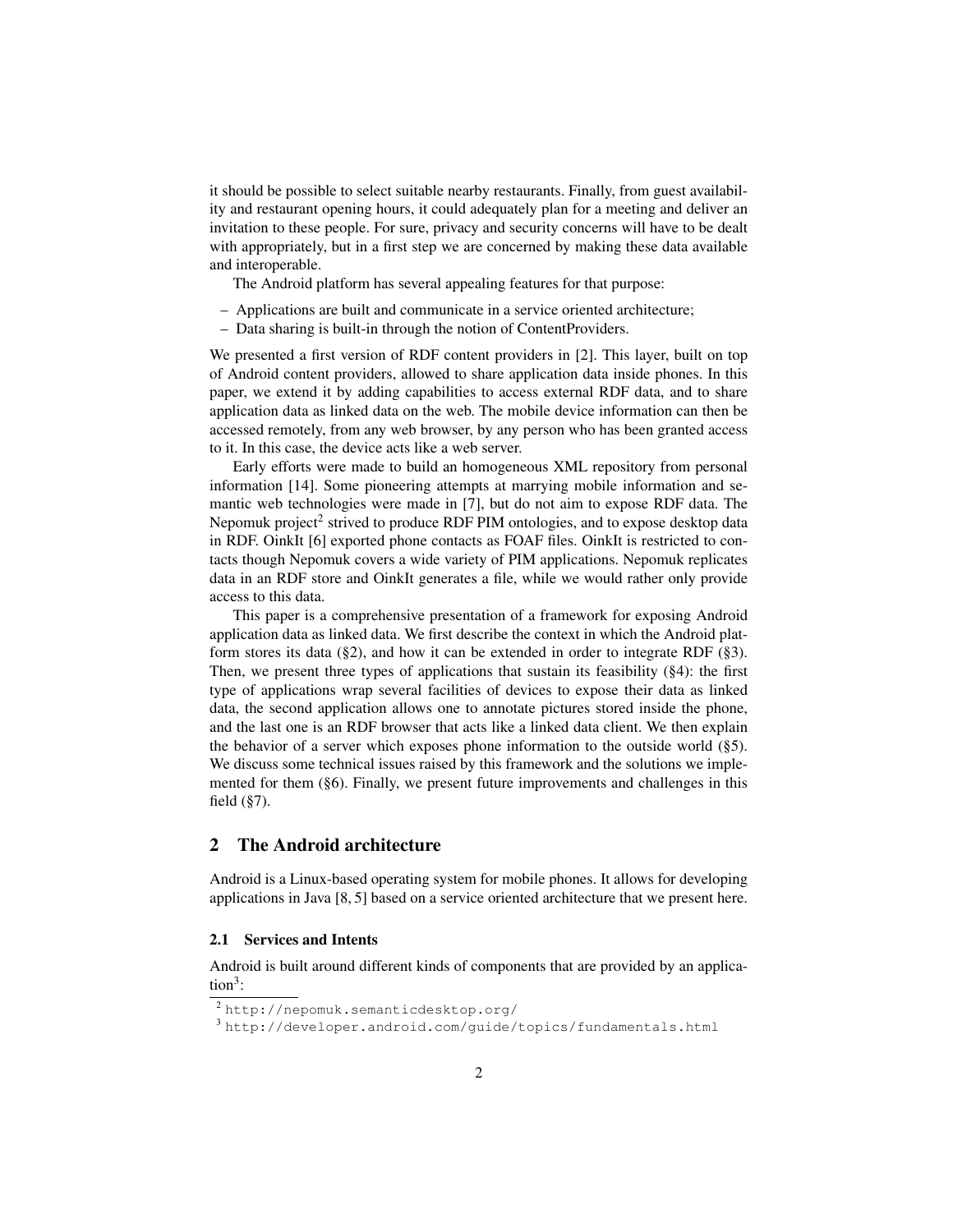it should be possible to select suitable nearby restaurants. Finally, from guest availability and restaurant opening hours, it could adequately plan for a meeting and deliver an invitation to these people. For sure, privacy and security concerns will have to be dealt with appropriately, but in a first step we are concerned by making these data available and interoperable.

The Android platform has several appealing features for that purpose:

- Applications are built and communicate in a service oriented architecture;
- Data sharing is built-in through the notion of ContentProviders.

We presented a first version of RDF content providers in [2]. This layer, built on top of Android content providers, allowed to share application data inside phones. In this paper, we extend it by adding capabilities to access external RDF data, and to share application data as linked data on the web. The mobile device information can then be accessed remotely, from any web browser, by any person who has been granted access to it. In this case, the device acts like a web server.

Early efforts were made to build an homogeneous XML repository from personal information [14]. Some pioneering attempts at marrying mobile information and semantic web technologies were made in [7], but do not aim to expose RDF data. The Nepomuk project[2] strived to produce RDF PIM ontologies, and to expose desktop data in RDF. OinkIt [6] exported phone contacts as FOAF files. OinkIt is restricted to contacts though Nepomuk covers a wide variety of PIM applications. Nepomuk replicates data in an RDF store and OinkIt generates a file, while we would rather only provide access to this data.

This paper is a comprehensive presentation of a framework for exposing Android application data as linked data. We first describe the context in which the Android platform stores its data (§2), and how it can be extended in order to integrate RDF (§3). Then, we present three types of applications that sustain its feasibility (§4): the first type of applications wrap several facilities of devices to expose their data as linked data, the second application allows one to annotate pictures stored inside the phone, and the last one is an RDF browser that acts like a linked data client. We then explain the behavior of a server which exposes phone information to the outside world (§5). We discuss some technical issues raised by this framework and the solutions we implemented for them (§6). Finally, we present future improvements and challenges in this field (§7).

## 2 The Android architecture

Android is a Linux-based operating system for mobile phones. It allows for developing applications in Java [8, 5] based on a service oriented architecture that we present here.

### 2.1 Services and Intents

Android is built around different kinds of components that are provided by an application[3]:

[2] `http://nepomuk.semanticdesktop.org/`

[3] `http://developer.android.com/guide/topics/fundamentals.html`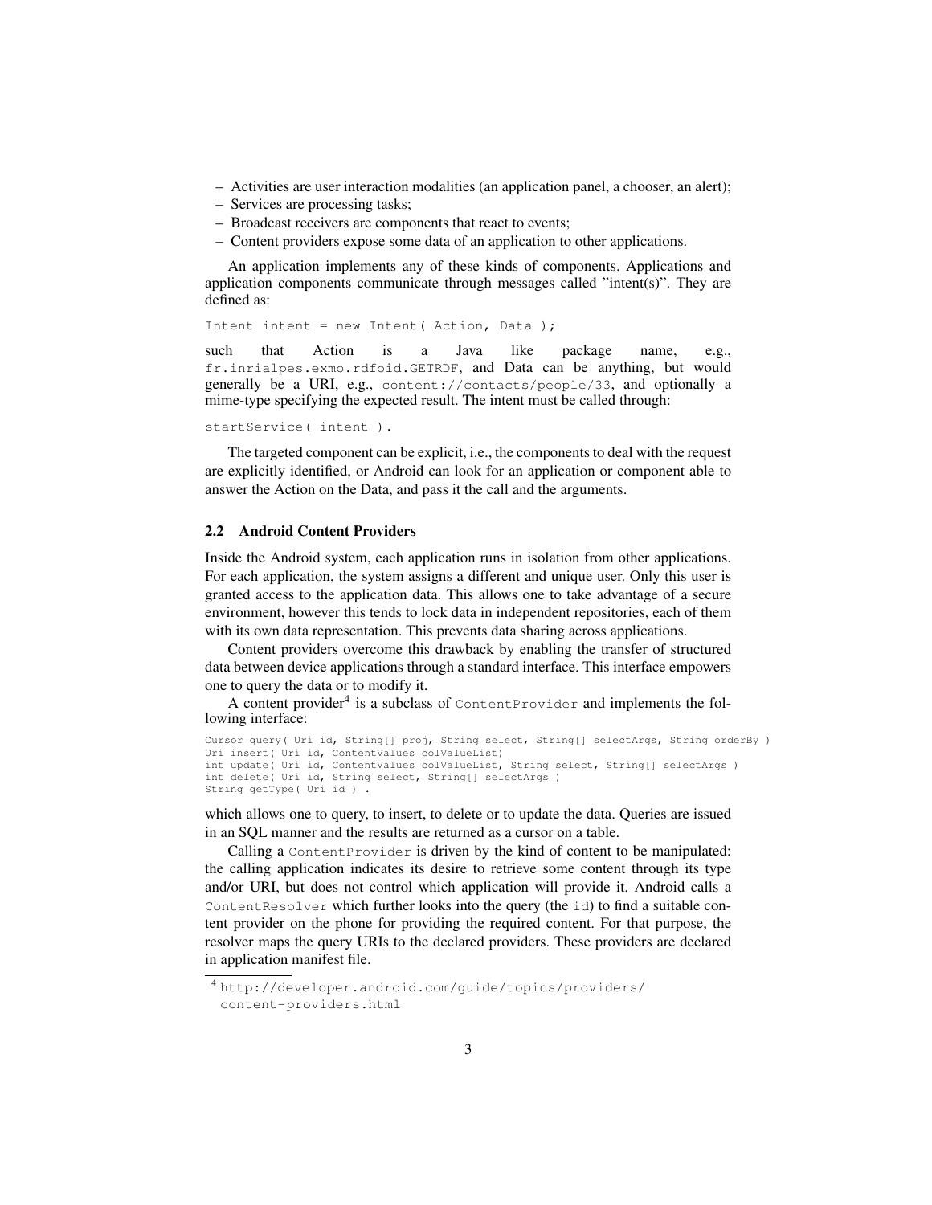– Activities are user interaction modalities (an application panel, a chooser, an alert);
– Services are processing tasks;
– Broadcast receivers are components that react to events;
– Content providers expose some data of an application to other applications.

An application implements any of these kinds of components. Applications and application components communicate through messages called "intent(s)". They are defined as:

```
Intent intent = new Intent( Action, Data );
```

such that Action is a Java like package name, e.g., `fr.inrialpes.exmo.rdfoid.GETRDF`, and Data can be anything, but would generally be a URI, e.g., `content://contacts/people/33`, and optionally a mime-type specifying the expected result. The intent must be called through:

```
startService( intent ).
```

The targeted component can be explicit, i.e., the components to deal with the request are explicitly identified, or Android can look for an application or component able to answer the Action on the Data, and pass it the call and the arguments.

### 2.2 Android Content Providers

Inside the Android system, each application runs in isolation from other applications. For each application, the system assigns a different and unique user. Only this user is granted access to the application data. This allows one to take advantage of a secure environment, however this tends to lock data in independent repositories, each of them with its own data representation. This prevents data sharing across applications.

Content providers overcome this drawback by enabling the transfer of structured data between device applications through a standard interface. This interface empowers one to query the data or to modify it.

A content provider[4] is a subclass of `ContentProvider` and implements the following interface:

```
Cursor query( Uri id, String[] proj, String select, String[] selectArgs, String orderBy )
Uri insert( Uri id, ContentValues colValueList)
int update( Uri id, ContentValues colValueList, String select, String[] selectArgs )
int delete( Uri id, String select, String[] selectArgs )
String getType( Uri id ) .
```

which allows one to query, to insert, to delete or to update the data. Queries are issued in an SQL manner and the results are returned as a cursor on a table.

Calling a `ContentProvider` is driven by the kind of content to be manipulated: the calling application indicates its desire to retrieve some content through its type and/or URI, but does not control which application will provide it. Android calls a `ContentResolver` which further looks into the query (the `id`) to find a suitable content provider on the phone for providing the required content. For that purpose, the resolver maps the query URIs to the declared providers. These providers are declared in application manifest file.

[4] `http://developer.android.com/guide/topics/providers/content-providers.html`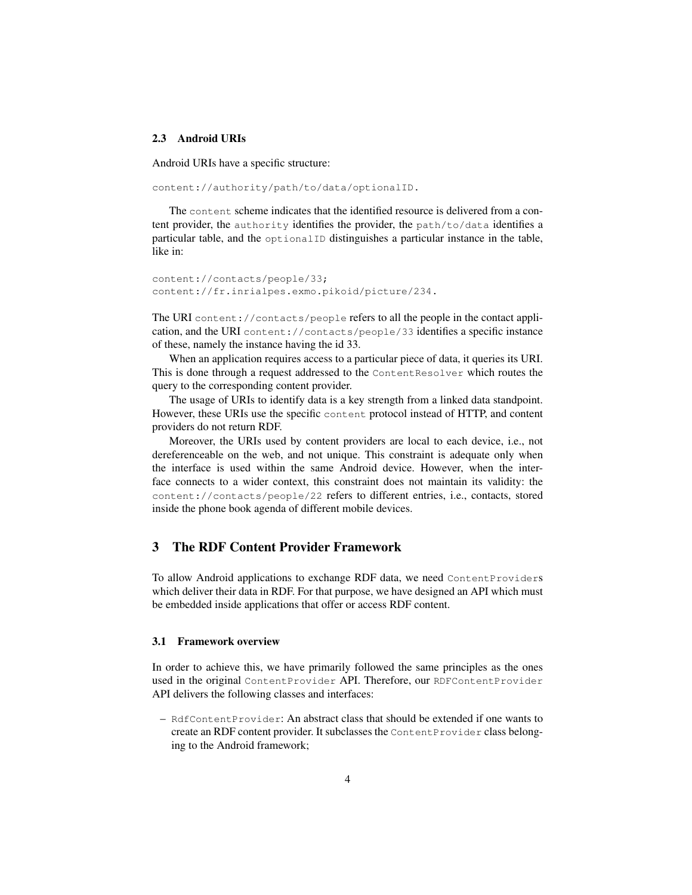### 2.3 Android URIs

Android URIs have a specific structure:

```
content://authority/path/to/data/optionalID.
```

The `content` scheme indicates that the identified resource is delivered from a content provider, the `authority` identifies the provider, the `path/to/data` identifies a particular table, and the `optionalID` distinguishes a particular instance in the table, like in:

```
content://contacts/people/33;
content://fr.inrialpes.exmo.pikoid/picture/234.
```

The URI `content://contacts/people` refers to all the people in the contact application, and the URI `content://contacts/people/33` identifies a specific instance of these, namely the instance having the id 33.

When an application requires access to a particular piece of data, it queries its URI. This is done through a request addressed to the `ContentResolver` which routes the query to the corresponding content provider.

The usage of URIs to identify data is a key strength from a linked data standpoint. However, these URIs use the specific `content` protocol instead of HTTP, and content providers do not return RDF.

Moreover, the URIs used by content providers are local to each device, i.e., not dereferenceable on the web, and not unique. This constraint is adequate only when the interface is used within the same Android device. However, when the interface connects to a wider context, this constraint does not maintain its validity: the `content://contacts/people/22` refers to different entries, i.e., contacts, stored inside the phone book agenda of different mobile devices.

## 3 The RDF Content Provider Framework

To allow Android applications to exchange RDF data, we need `ContentProvider`s which deliver their data in RDF. For that purpose, we have designed an API which must be embedded inside applications that offer or access RDF content.

### 3.1 Framework overview

In order to achieve this, we have primarily followed the same principles as the ones used in the original `ContentProvider` API. Therefore, our `RDFContentProvider` API delivers the following classes and interfaces:

- `RdfContentProvider`: An abstract class that should be extended if one wants to create an RDF content provider. It subclasses the `ContentProvider` class belonging to the Android framework;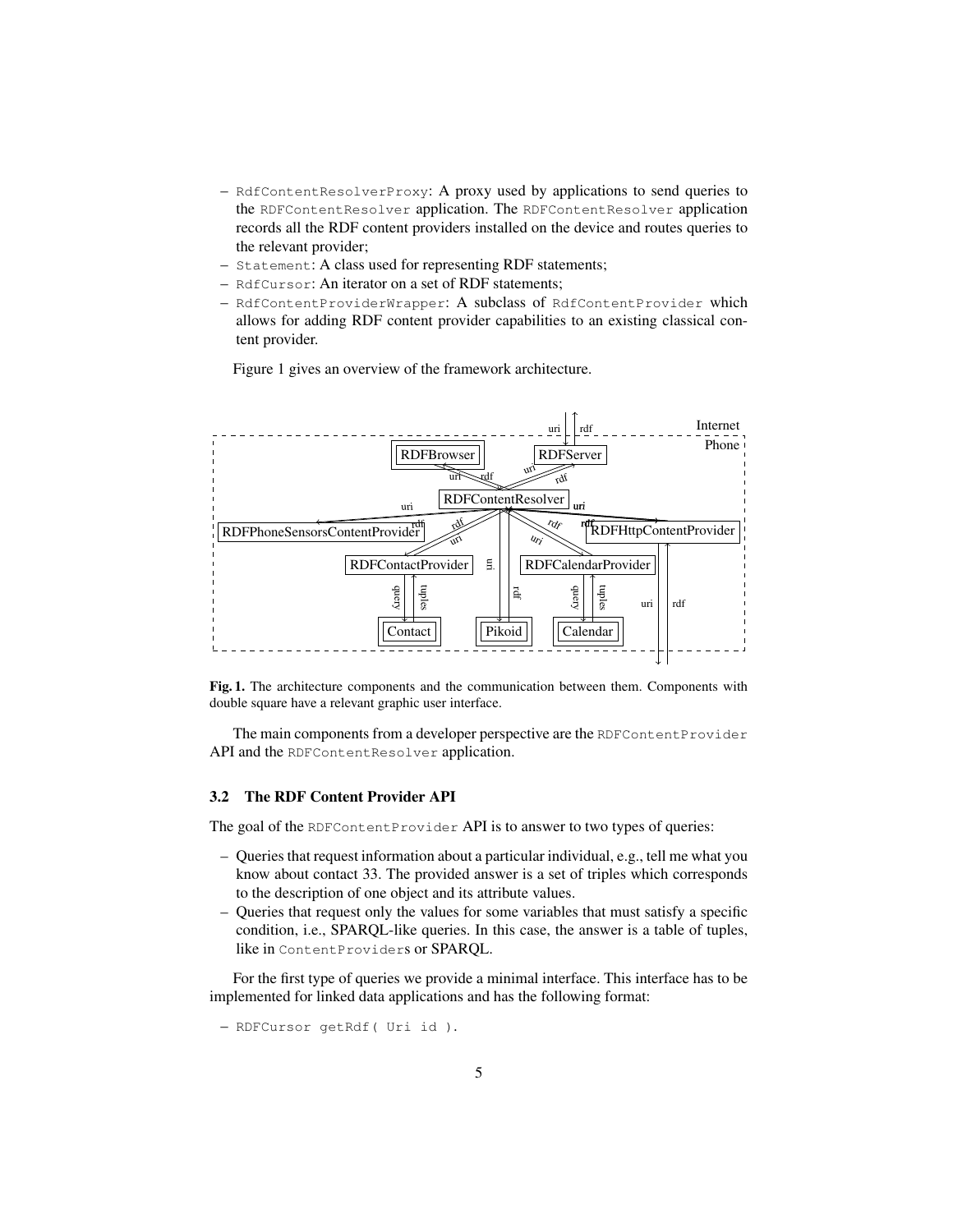- `RdfContentResolverProxy`: A proxy used by applications to send queries to the `RDFContentResolver` application. The `RDFContentResolver` application records all the RDF content providers installed on the device and routes queries to the relevant provider;
- `Statement`: A class used for representing RDF statements;
- `RdfCursor`: An iterator on a set of RDF statements;
- `RdfContentProviderWrapper`: A subclass of `RdfContentProvider` which allows for adding RDF content provider capabilities to an existing classical content provider.

Figure 1 gives an overview of the framework architecture.

**Fig. 1.** The architecture components and the communication between them. Components with double square have a relevant graphic user interface.

The main components from a developer perspective are the `RDFContentProvider` API and the `RDFContentResolver` application.

### 3.2 The RDF Content Provider API

The goal of the `RDFContentProvider` API is to answer to two types of queries:

- Queries that request information about a particular individual, e.g., tell me what you know about contact 33. The provided answer is a set of triples which corresponds to the description of one object and its attribute values.
- Queries that request only the values for some variables that must satisfy a specific condition, i.e., SPARQL-like queries. In this case, the answer is a table of tuples, like in `ContentProvider`s or SPARQL.

For the first type of queries we provide a minimal interface. This interface has to be implemented for linked data applications and has the following format:

- `RDFCursor getRdf( Uri id )`.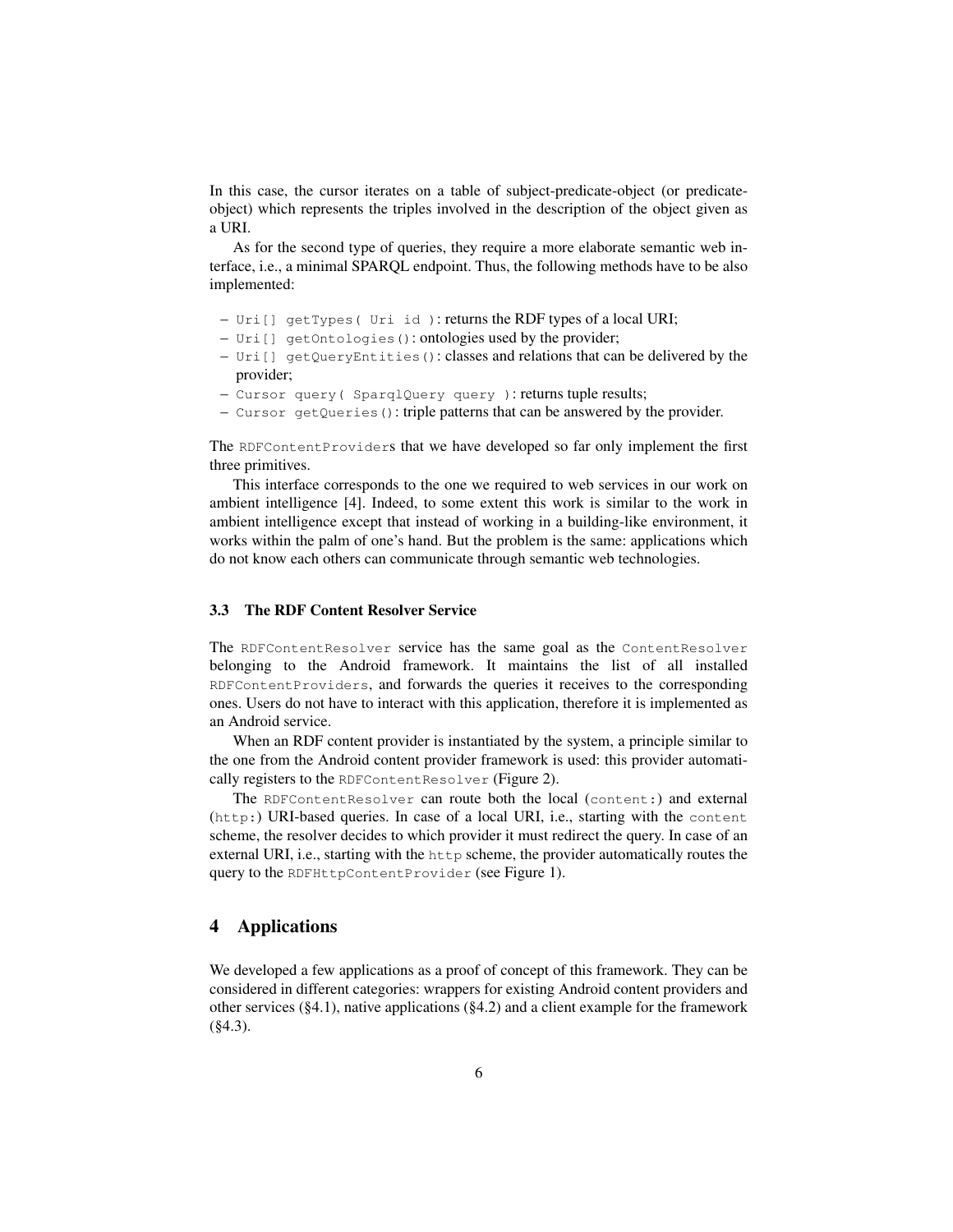In this case, the cursor iterates on a table of subject-predicate-object (or predicate-object) which represents the triples involved in the description of the object given as a URI.

As for the second type of queries, they require a more elaborate semantic web interface, i.e., a minimal SPARQL endpoint. Thus, the following methods have to be also implemented:

- `Uri[] getTypes( Uri id )`: returns the RDF types of a local URI;
- `Uri[] getOntologies()`: ontologies used by the provider;
- `Uri[] getQueryEntities()`: classes and relations that can be delivered by the provider;
- `Cursor query( SparqlQuery query )`: returns tuple results;
- `Cursor getQueries()`: triple patterns that can be answered by the provider.

The `RDFContentProvider`s that we have developed so far only implement the first three primitives.

This interface corresponds to the one we required to web services in our work on ambient intelligence [4]. Indeed, to some extent this work is similar to the work in ambient intelligence except that instead of working in a building-like environment, it works within the palm of one's hand. But the problem is the same: applications which do not know each others can communicate through semantic web technologies.

### 3.3 The RDF Content Resolver Service

The `RDFContentResolver` service has the same goal as the `ContentResolver` belonging to the Android framework. It maintains the list of all installed `RDFContentProviders`, and forwards the queries it receives to the corresponding ones. Users do not have to interact with this application, therefore it is implemented as an Android service.

When an RDF content provider is instantiated by the system, a principle similar to the one from the Android content provider framework is used: this provider automatically registers to the `RDFContentResolver` (Figure 2).

The `RDFContentResolver` can route both the local (`content:`) and external (`http:`) URI-based queries. In case of a local URI, i.e., starting with the `content` scheme, the resolver decides to which provider it must redirect the query. In case of an external URI, i.e., starting with the `http` scheme, the provider automatically routes the query to the `RDFHttpContentProvider` (see Figure 1).

## 4 Applications

We developed a few applications as a proof of concept of this framework. They can be considered in different categories: wrappers for existing Android content providers and other services (§4.1), native applications (§4.2) and a client example for the framework (§4.3).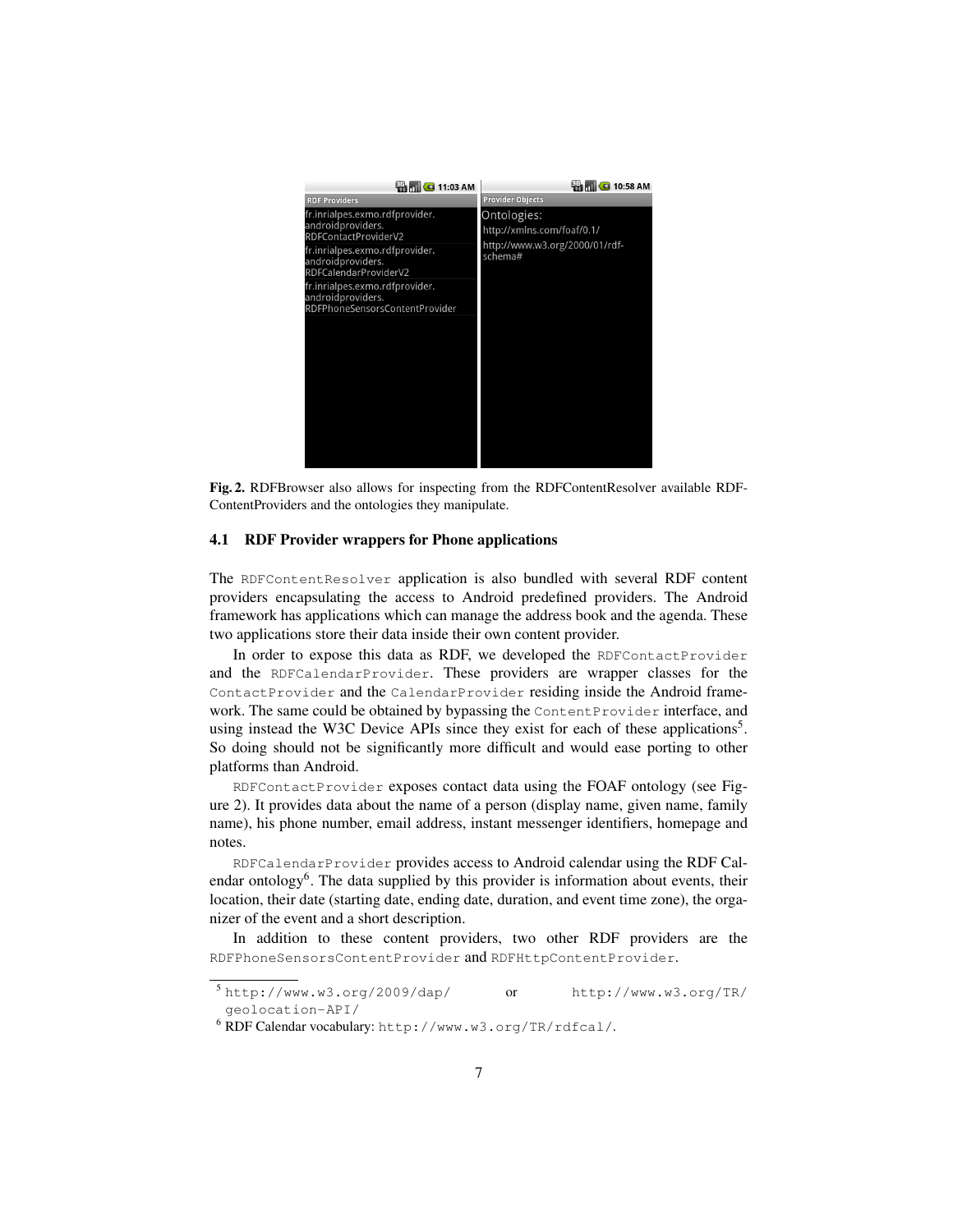**Fig. 2.** RDFBrowser also allows for inspecting from the RDFContentResolver available RDF-ContentProviders and the ontologies they manipulate.

### 4.1 RDF Provider wrappers for Phone applications

The `RDFContentResolver` application is also bundled with several RDF content providers encapsulating the access to Android predefined providers. The Android framework has applications which can manage the address book and the agenda. These two applications store their data inside their own content provider.

In order to expose this data as RDF, we developed the `RDFContactProvider` and the `RDFCalendarProvider`. These providers are wrapper classes for the `ContactProvider` and the `CalendarProvider` residing inside the Android framework. The same could be obtained by bypassing the `ContentProvider` interface, and using instead the W3C Device APIs since they exist for each of these applications[5]. So doing should not be significantly more difficult and would ease porting to other platforms than Android.

`RDFContactProvider` exposes contact data using the FOAF ontology (see Figure 2). It provides data about the name of a person (display name, given name, family name), his phone number, email address, instant messenger identifiers, homepage and notes.

`RDFCalendarProvider` provides access to Android calendar using the RDF Calendar ontology[6]. The data supplied by this provider is information about events, their location, their date (starting date, ending date, duration, and event time zone), the organizer of the event and a short description.

In addition to these content providers, two other RDF providers are the `RDFPhoneSensorsContentProvider` and `RDFHttpContentProvider`.

---

[5] `http://www.w3.org/2009/dap/` or `http://www.w3.org/TR/geolocation-API/`

[6] RDF Calendar vocabulary: `http://www.w3.org/TR/rdfcal/`.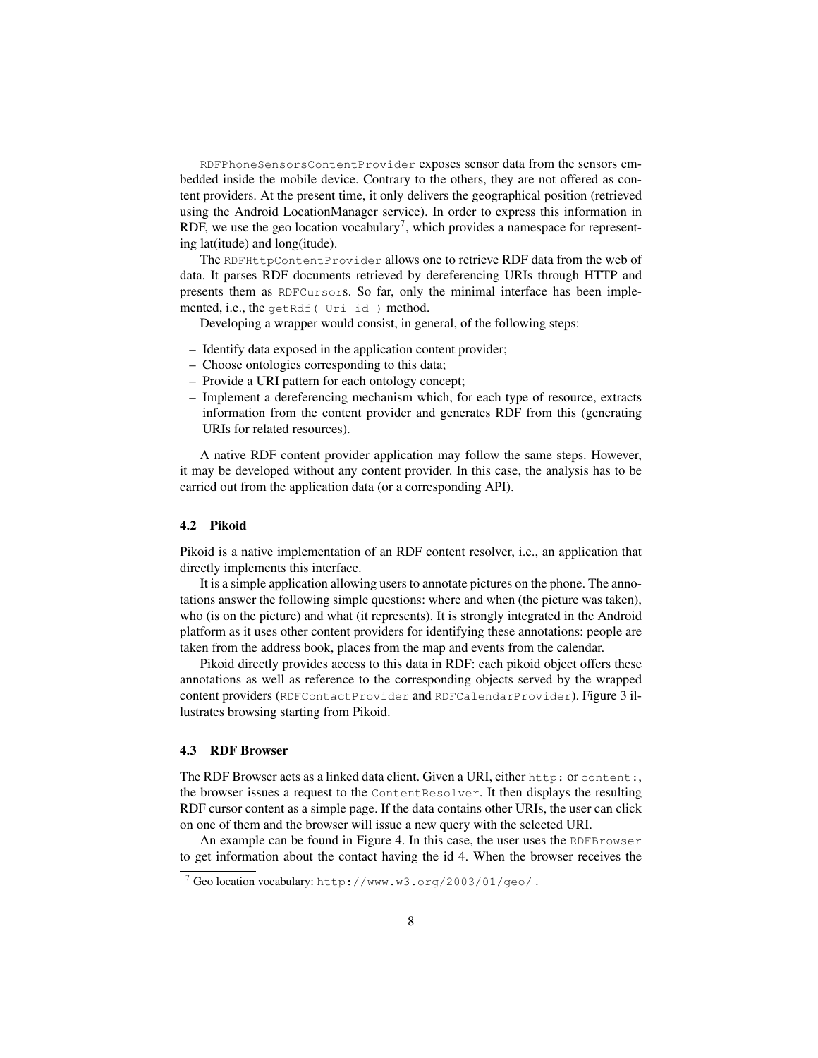`RDFPhoneSensorsContentProvider` exposes sensor data from the sensors embedded inside the mobile device. Contrary to the others, they are not offered as content providers. At the present time, it only delivers the geographical position (retrieved using the Android LocationManager service). In order to express this information in RDF, we use the geo location vocabulary[7], which provides a namespace for representing lat(itude) and long(itude).

The `RDFHttpContentProvider` allows one to retrieve RDF data from the web of data. It parses RDF documents retrieved by dereferencing URIs through HTTP and presents them as `RDFCursor`s. So far, only the minimal interface has been implemented, i.e., the `getRdf( Uri id )` method.

Developing a wrapper would consist, in general, of the following steps:

- Identify data exposed in the application content provider;
- Choose ontologies corresponding to this data;
- Provide a URI pattern for each ontology concept;
- Implement a dereferencing mechanism which, for each type of resource, extracts information from the content provider and generates RDF from this (generating URIs for related resources).

A native RDF content provider application may follow the same steps. However, it may be developed without any content provider. In this case, the analysis has to be carried out from the application data (or a corresponding API).

### 4.2 Pikoid

Pikoid is a native implementation of an RDF content resolver, i.e., an application that directly implements this interface.

It is a simple application allowing users to annotate pictures on the phone. The annotations answer the following simple questions: where and when (the picture was taken), who (is on the picture) and what (it represents). It is strongly integrated in the Android platform as it uses other content providers for identifying these annotations: people are taken from the address book, places from the map and events from the calendar.

Pikoid directly provides access to this data in RDF: each pikoid object offers these annotations as well as reference to the corresponding objects served by the wrapped content providers (`RDFContactProvider` and `RDFCalendarProvider`). Figure 3 illustrates browsing starting from Pikoid.

### 4.3 RDF Browser

The RDF Browser acts as a linked data client. Given a URI, either `http:` or `content:`, the browser issues a request to the `ContentResolver`. It then displays the resulting RDF cursor content as a simple page. If the data contains other URIs, the user can click on one of them and the browser will issue a new query with the selected URI.

An example can be found in Figure 4. In this case, the user uses the `RDFBrowser` to get information about the contact having the id 4. When the browser receives the

[7] Geo location vocabulary: `http://www.w3.org/2003/01/geo/`.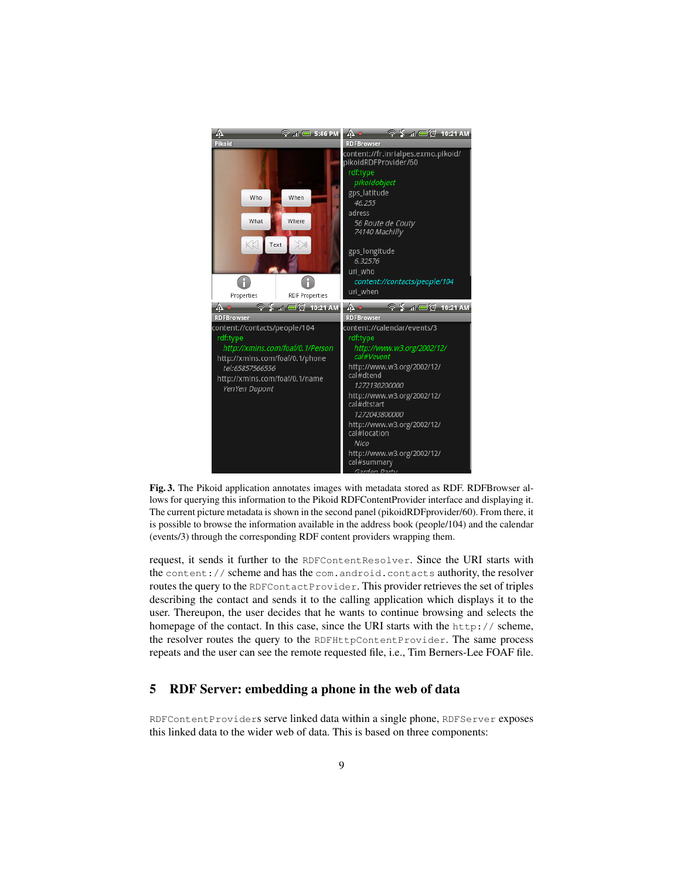**Fig. 3.** The Pikoid application annotates images with metadata stored as RDF. RDFBrowser allows for querying this information to the Pikoid RDFContentProvider interface and displaying it. The current picture metadata is shown in the second panel (pikoidRDFprovider/60). From there, it is possible to browse the information available in the address book (people/104) and the calendar (events/3) through the corresponding RDF content providers wrapping them.

request, it sends it further to the `RDFContentResolver`. Since the URI starts with the `content://` scheme and has the `com.android.contacts` authority, the resolver routes the query to the `RDFContactProvider`. This provider retrieves the set of triples describing the contact and sends it to the calling application which displays it to the user. Thereupon, the user decides that he wants to continue browsing and selects the homepage of the contact. In this case, since the URI starts with the `http://` scheme, the resolver routes the query to the `RDFHttpContentProvider`. The same process repeats and the user can see the remote requested file, i.e., Tim Berners-Lee FOAF file.

## 5 RDF Server: embedding a phone in the web of data

`RDFContentProvider`s serve linked data within a single phone, `RDFServer` exposes this linked data to the wider web of data. This is based on three components: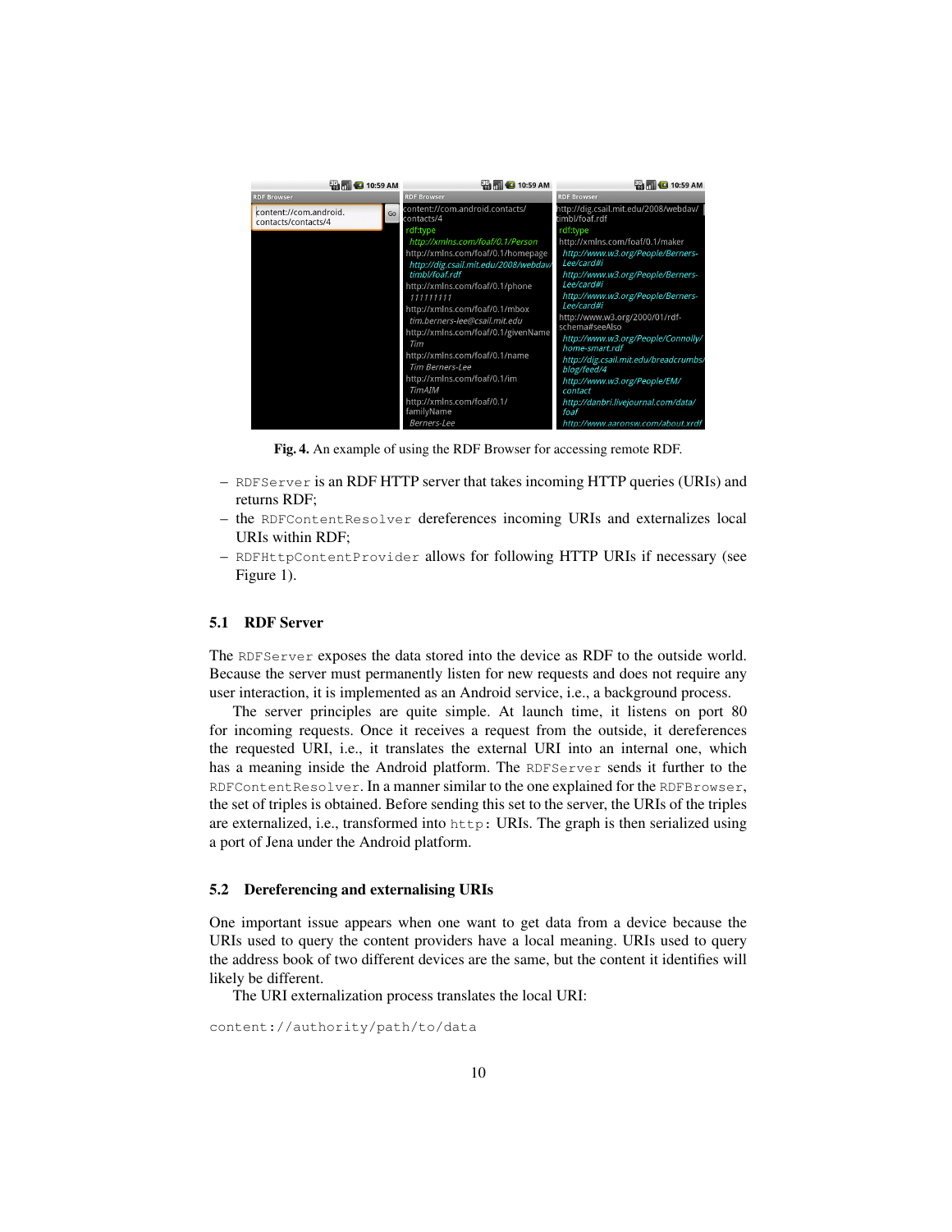**Fig. 4.** An example of using the RDF Browser for accessing remote RDF.

- `RDFServer` is an RDF HTTP server that takes incoming HTTP queries (URIs) and returns RDF;
- the `RDFContentResolver` dereferences incoming URIs and externalizes local URIs within RDF;
- `RDFHttpContentProvider` allows for following HTTP URIs if necessary (see Figure 1).

### 5.1 RDF Server

The `RDFServer` exposes the data stored into the device as RDF to the outside world. Because the server must permanently listen for new requests and does not require any user interaction, it is implemented as an Android service, i.e., a background process.

The server principles are quite simple. At launch time, it listens on port 80 for incoming requests. Once it receives a request from the outside, it dereferences the requested URI, i.e., it translates the external URI into an internal one, which has a meaning inside the Android platform. The `RDFServer` sends it further to the `RDFContentResolver`. In a manner similar to the one explained for the `RDFBrowser`, the set of triples is obtained. Before sending this set to the server, the URIs of the triples are externalized, i.e., transformed into `http:` URIs. The graph is then serialized using a port of Jena under the Android platform.

### 5.2 Dereferencing and externalising URIs

One important issue appears when one want to get data from a device because the URIs used to query the content providers have a local meaning. URIs used to query the address book of two different devices are the same, but the content it identifies will likely be different.

The URI externalization process translates the local URI:

```
content://authority/path/to/data
```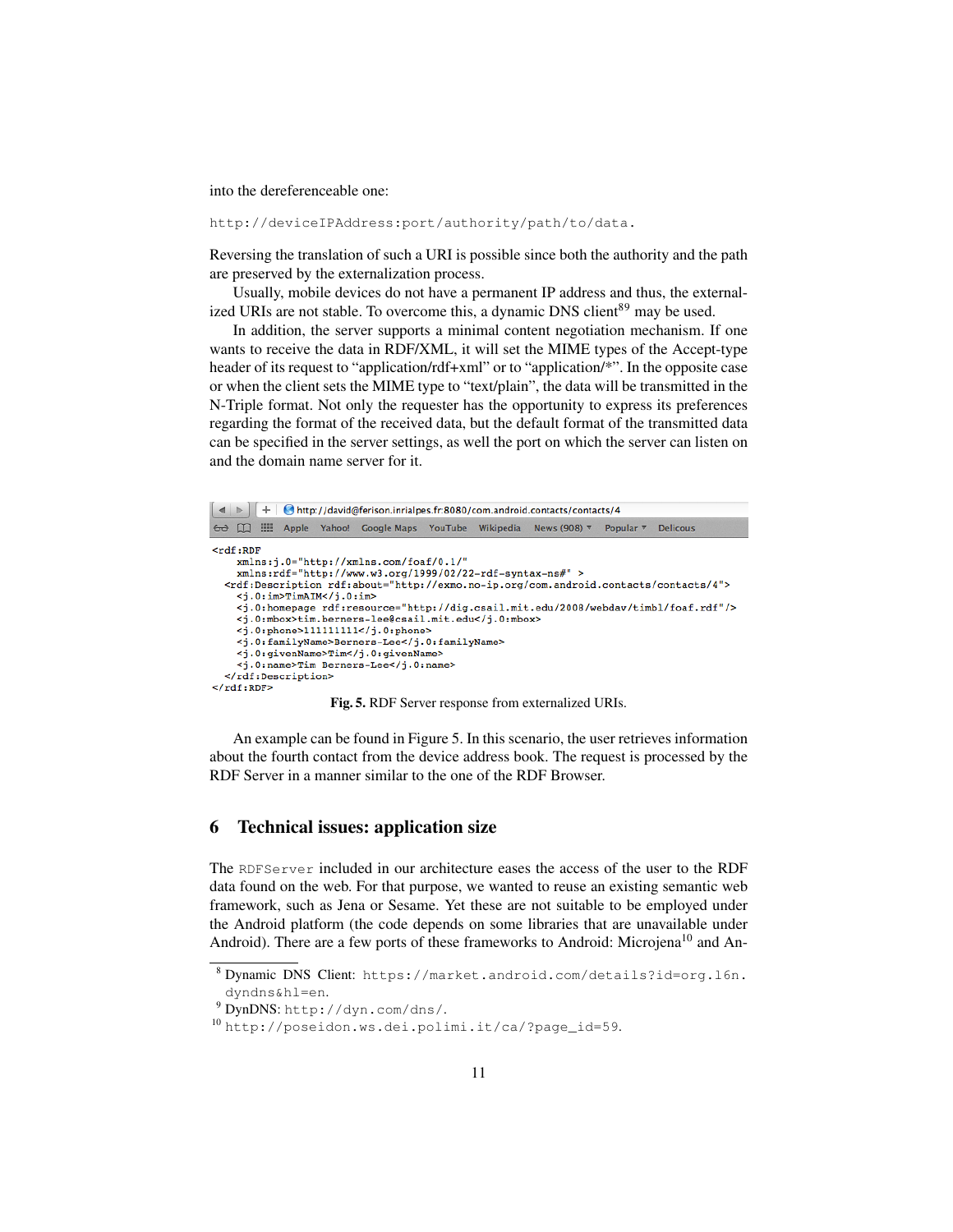into the dereferenceable one:

`http://deviceIPAddress:port/authority/path/to/data.`

Reversing the translation of such a URI is possible since both the authority and the path are preserved by the externalization process.

Usually, mobile devices do not have a permanent IP address and thus, the externalized URIs are not stable. To overcome this, a dynamic DNS client[8][9] may be used.

In addition, the server supports a minimal content negotiation mechanism. If one wants to receive the data in RDF/XML, it will set the MIME types of the Accept-type header of its request to "application/rdf+xml" or to "application/*". In the opposite case or when the client sets the MIME type to "text/plain", the data will be transmitted in the N-Triple format. Not only the requester has the opportunity to express its preferences regarding the format of the received data, but the default format of the transmitted data can be specified in the server settings, as well the port on which the server can listen on and the domain name server for it.

```
http://david@ferison.inrialpes.fr:8080/com.android.contacts/contacts/4

<rdf:RDF
    xmlns:j.0="http://xmlns.com/foaf/0.1/"
    xmlns:rdf="http://www.w3.org/1999/02/22-rdf-syntax-ns#" >
  <rdf:Description rdf:about="http://exmo.no-ip.org/com.android.contacts/contacts/4">
    <j.0:im>TimAIM</j.0:im>
    <j.0:homepage rdf:resource="http://dig.csail.mit.edu/2008/webdav/timbl/foaf.rdf"/>
    <j.0:mbox>tim.berners-lee@csail.mit.edu</j.0:mbox>
    <j.0:phone>111111111</j.0:phone>
    <j.0:familyName>Berners-Lee</j.0:familyName>
    <j.0:givenName>Tim</j.0:givenName>
    <j.0:name>Tim Berners-Lee</j.0:name>
  </rdf:Description>
</rdf:RDF>
```

**Fig. 5.** RDF Server response from externalized URIs.

An example can be found in Figure 5. In this scenario, the user retrieves information about the fourth contact from the device address book. The request is processed by the RDF Server in a manner similar to the one of the RDF Browser.

## 6 Technical issues: application size

The `RDFServer` included in our architecture eases the access of the user to the RDF data found on the web. For that purpose, we wanted to reuse an existing semantic web framework, such as Jena or Sesame. Yet these are not suitable to be employed under the Android platform (the code depends on some libraries that are unavailable under Android). There are a few ports of these frameworks to Android: Microjena[10] and An-

---

[8] Dynamic DNS Client: `https://market.android.com/details?id=org.l6n.dyndns&hl=en`.

[9] DynDNS: `http://dyn.com/dns/`.

[10] `http://poseidon.ws.dei.polimi.it/ca/?page_id=59`.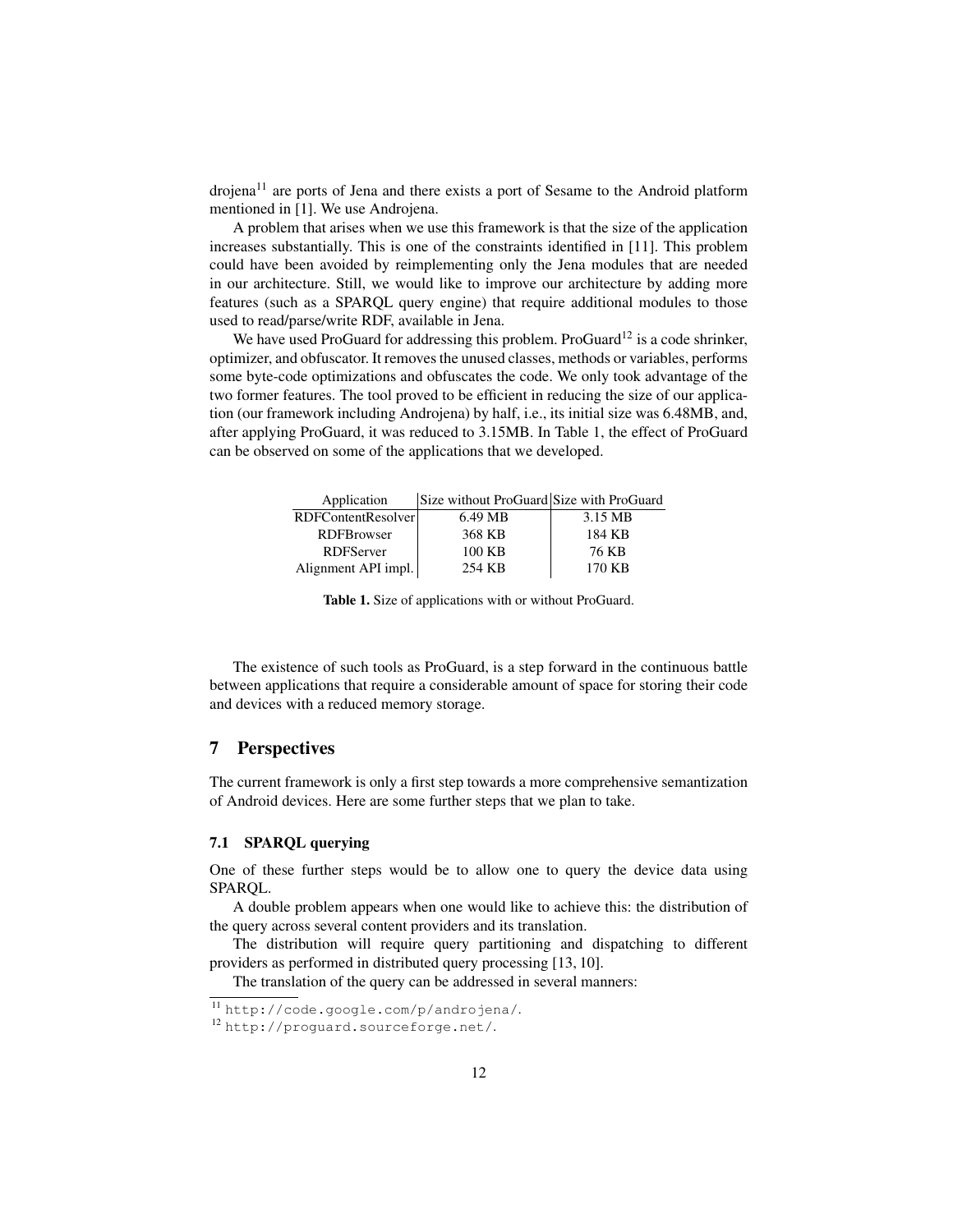drojena[11] are ports of Jena and there exists a port of Sesame to the Android platform mentioned in [1]. We use Androjena.

A problem that arises when we use this framework is that the size of the application increases substantially. This is one of the constraints identified in [11]. This problem could have been avoided by reimplementing only the Jena modules that are needed in our architecture. Still, we would like to improve our architecture by adding more features (such as a SPARQL query engine) that require additional modules to those used to read/parse/write RDF, available in Jena.

We have used ProGuard for addressing this problem. ProGuard[12] is a code shrinker, optimizer, and obfuscator. It removes the unused classes, methods or variables, performs some byte-code optimizations and obfuscates the code. We only took advantage of the two former features. The tool proved to be efficient in reducing the size of our application (our framework including Androjena) by half, i.e., its initial size was 6.48MB, and, after applying ProGuard, it was reduced to 3.15MB. In Table 1, the effect of ProGuard can be observed on some of the applications that we developed.

| Application | Size without ProGuard | Size with ProGuard |
|---|---|---|
| RDFContentResolver | 6.49 MB | 3.15 MB |
| RDFBrowser | 368 KB | 184 KB |
| RDFServer | 100 KB | 76 KB |
| Alignment API impl. | 254 KB | 170 KB |

**Table 1.** Size of applications with or without ProGuard.

The existence of such tools as ProGuard, is a step forward in the continuous battle between applications that require a considerable amount of space for storing their code and devices with a reduced memory storage.

## 7 Perspectives

The current framework is only a first step towards a more comprehensive semantization of Android devices. Here are some further steps that we plan to take.

### 7.1 SPARQL querying

One of these further steps would be to allow one to query the device data using SPARQL.

A double problem appears when one would like to achieve this: the distribution of the query across several content providers and its translation.

The distribution will require query partitioning and dispatching to different providers as performed in distributed query processing [13, 10].

The translation of the query can be addressed in several manners:

[11] http://code.google.com/p/androjena/.

[12] http://proguard.sourceforge.net/.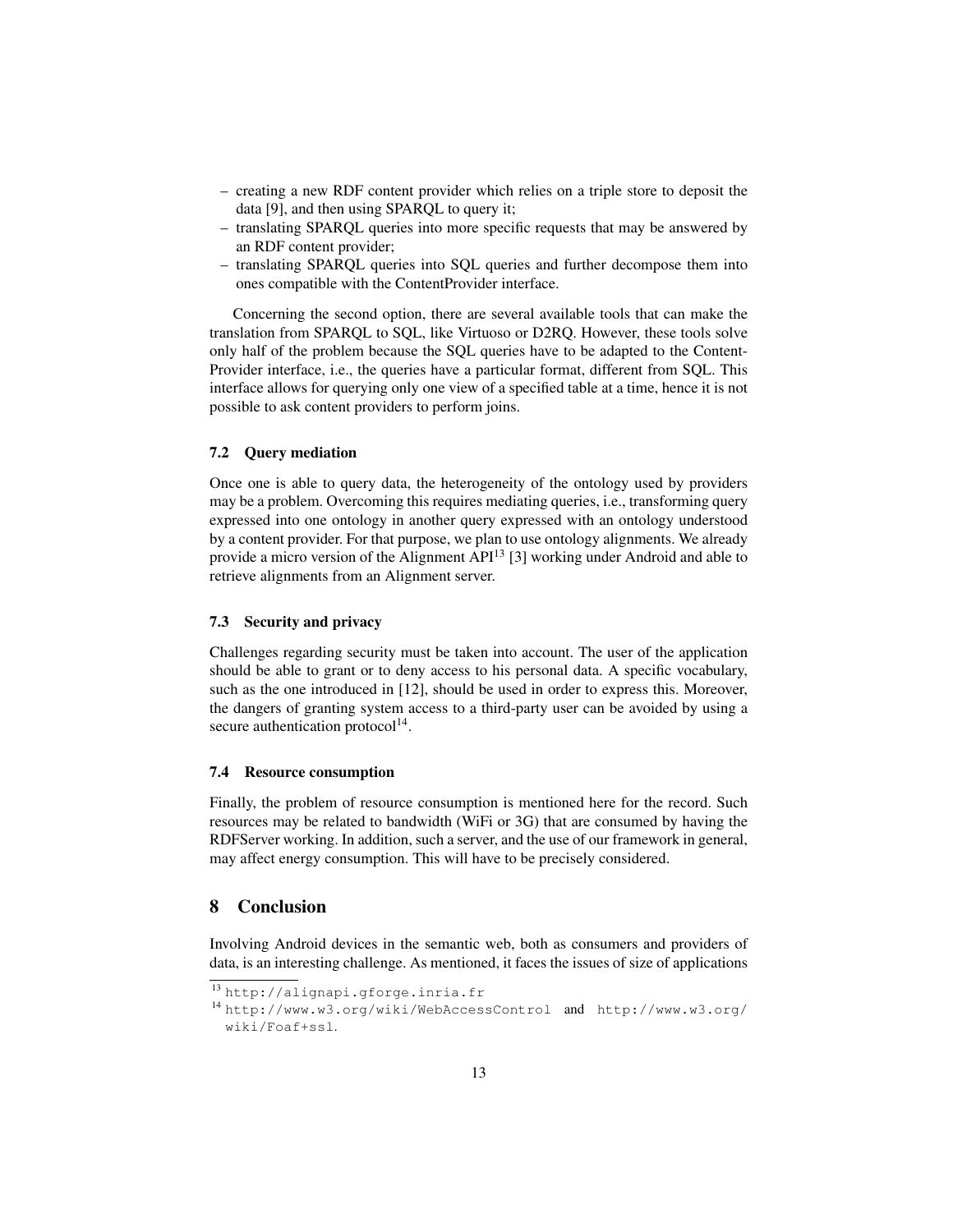- creating a new RDF content provider which relies on a triple store to deposit the data [9], and then using SPARQL to query it;
- translating SPARQL queries into more specific requests that may be answered by an RDF content provider;
- translating SPARQL queries into SQL queries and further decompose them into ones compatible with the ContentProvider interface.

Concerning the second option, there are several available tools that can make the translation from SPARQL to SQL, like Virtuoso or D2RQ. However, these tools solve only half of the problem because the SQL queries have to be adapted to the ContentProvider interface, i.e., the queries have a particular format, different from SQL. This interface allows for querying only one view of a specified table at a time, hence it is not possible to ask content providers to perform joins.

### 7.2 Query mediation

Once one is able to query data, the heterogeneity of the ontology used by providers may be a problem. Overcoming this requires mediating queries, i.e., transforming query expressed into one ontology in another query expressed with an ontology understood by a content provider. For that purpose, we plan to use ontology alignments. We already provide a micro version of the Alignment API[13] [3] working under Android and able to retrieve alignments from an Alignment server.

### 7.3 Security and privacy

Challenges regarding security must be taken into account. The user of the application should be able to grant or to deny access to his personal data. A specific vocabulary, such as the one introduced in [12], should be used in order to express this. Moreover, the dangers of granting system access to a third-party user can be avoided by using a secure authentication protocol[14].

### 7.4 Resource consumption

Finally, the problem of resource consumption is mentioned here for the record. Such resources may be related to bandwidth (WiFi or 3G) that are consumed by having the RDFServer working. In addition, such a server, and the use of our framework in general, may affect energy consumption. This will have to be precisely considered.

## 8 Conclusion

Involving Android devices in the semantic web, both as consumers and providers of data, is an interesting challenge. As mentioned, it faces the issues of size of applications

[13] http://alignapi.gforge.inria.fr

[14] http://www.w3.org/wiki/WebAccessControl and http://www.w3.org/wiki/Foaf+ssl.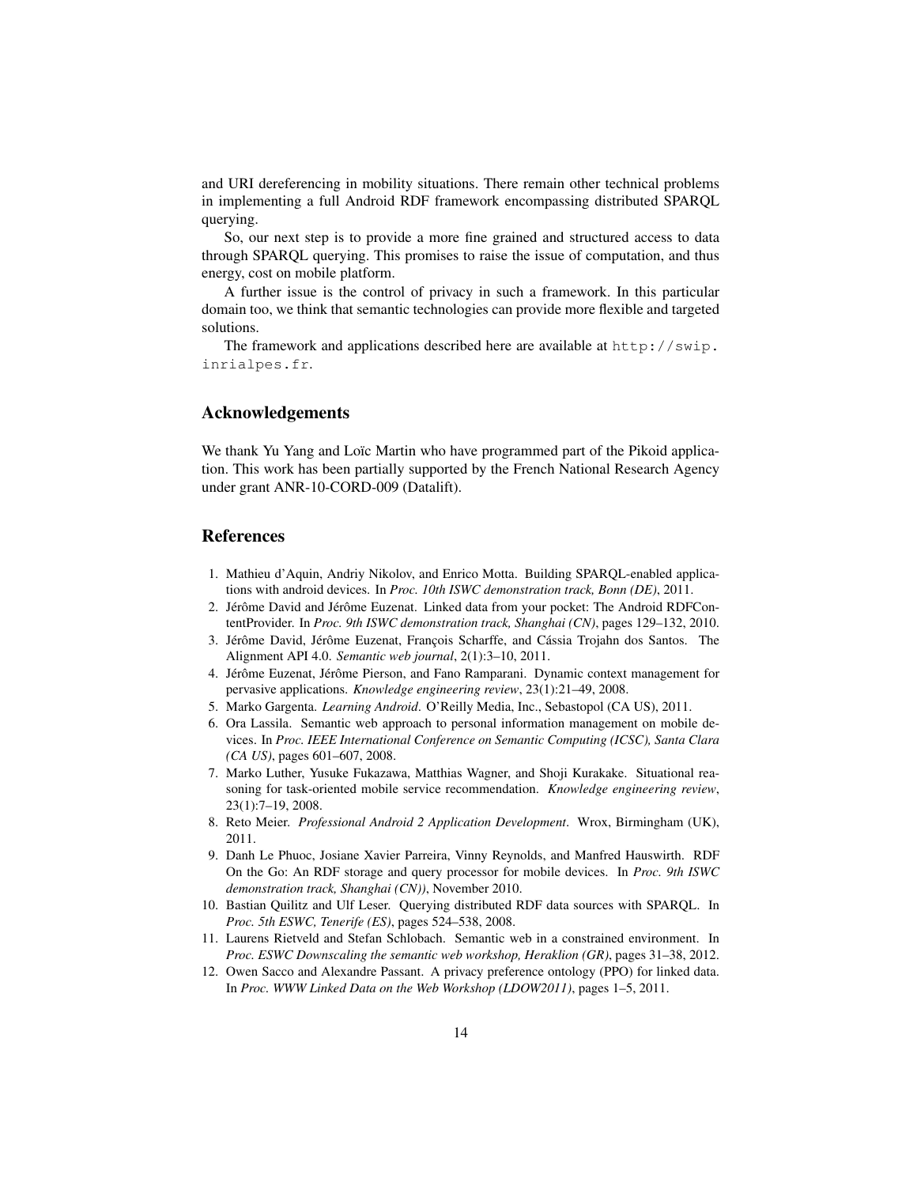and URI dereferencing in mobility situations. There remain other technical problems in implementing a full Android RDF framework encompassing distributed SPARQL querying.

So, our next step is to provide a more fine grained and structured access to data through SPARQL querying. This promises to raise the issue of computation, and thus energy, cost on mobile platform.

A further issue is the control of privacy in such a framework. In this particular domain too, we think that semantic technologies can provide more flexible and targeted solutions.

The framework and applications described here are available at `http://swip.inrialpes.fr`.

## Acknowledgements

We thank Yu Yang and Loïc Martin who have programmed part of the Pikoid application. This work has been partially supported by the French National Research Agency under grant ANR-10-CORD-009 (Datalift).

## References

1. Mathieu d'Aquin, Andriy Nikolov, and Enrico Motta. Building SPARQL-enabled applications with android devices. In *Proc. 10th ISWC demonstration track, Bonn (DE)*, 2011.
2. Jérôme David and Jérôme Euzenat. Linked data from your pocket: The Android RDFContentProvider. In *Proc. 9th ISWC demonstration track, Shanghai (CN)*, pages 129–132, 2010.
3. Jérôme David, Jérôme Euzenat, François Scharffe, and Cássia Trojahn dos Santos. The Alignment API 4.0. *Semantic web journal*, 2(1):3–10, 2011.
4. Jérôme Euzenat, Jérôme Pierson, and Fano Ramparani. Dynamic context management for pervasive applications. *Knowledge engineering review*, 23(1):21–49, 2008.
5. Marko Gargenta. *Learning Android*. O'Reilly Media, Inc., Sebastopol (CA US), 2011.
6. Ora Lassila. Semantic web approach to personal information management on mobile devices. In *Proc. IEEE International Conference on Semantic Computing (ICSC), Santa Clara (CA US)*, pages 601–607, 2008.
7. Marko Luther, Yusuke Fukazawa, Matthias Wagner, and Shoji Kurakake. Situational reasoning for task-oriented mobile service recommendation. *Knowledge engineering review*, 23(1):7–19, 2008.
8. Reto Meier. *Professional Android 2 Application Development*. Wrox, Birmingham (UK), 2011.
9. Danh Le Phuoc, Josiane Xavier Parreira, Vinny Reynolds, and Manfred Hauswirth. RDF On the Go: An RDF storage and query processor for mobile devices. In *Proc. 9th ISWC demonstration track, Shanghai (CN))*, November 2010.
10. Bastian Quilitz and Ulf Leser. Querying distributed RDF data sources with SPARQL. In *Proc. 5th ESWC, Tenerife (ES)*, pages 524–538, 2008.
11. Laurens Rietveld and Stefan Schlobach. Semantic web in a constrained environment. In *Proc. ESWC Downscaling the semantic web workshop, Heraklion (GR)*, pages 31–38, 2012.
12. Owen Sacco and Alexandre Passant. A privacy preference ontology (PPO) for linked data. In *Proc. WWW Linked Data on the Web Workshop (LDOW2011)*, pages 1–5, 2011.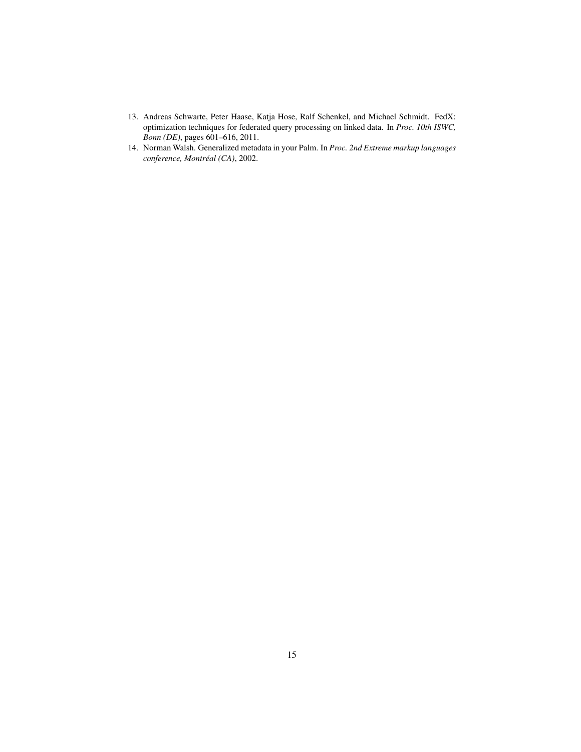13. Andreas Schwarte, Peter Haase, Katja Hose, Ralf Schenkel, and Michael Schmidt. FedX: optimization techniques for federated query processing on linked data. In *Proc. 10th ISWC, Bonn (DE)*, pages 601–616, 2011.
14. Norman Walsh. Generalized metadata in your Palm. In *Proc. 2nd Extreme markup languages conference, Montréal (CA)*, 2002.